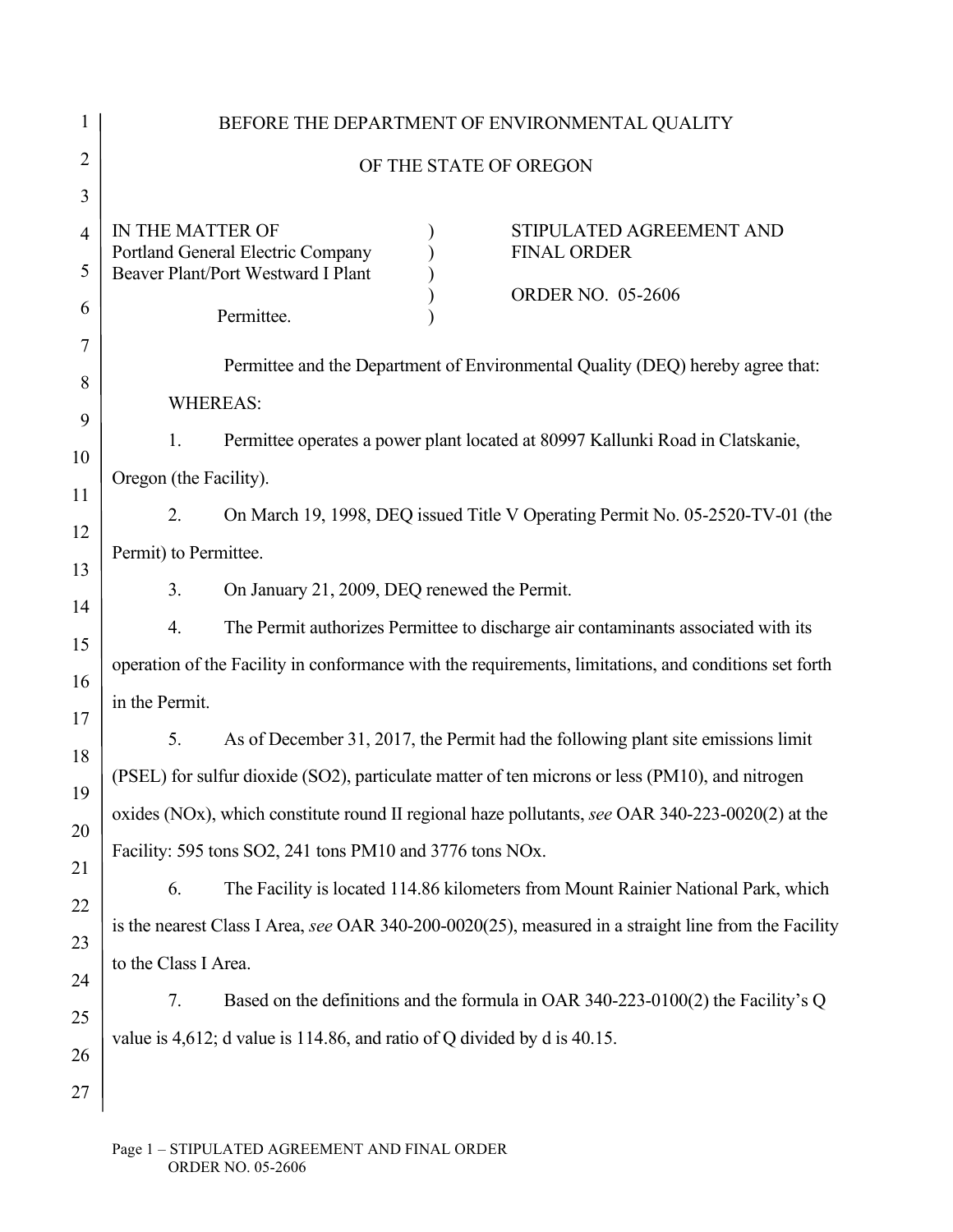BEFORE THE DEPARTMENT OF ENVIRONMENTAL QUALITY

OF THE STATE OF OREGON

IN THE MATTER OF
Portland General Electric Company
Beaver Plant/Port Westward I Plant

Permittee.

STIPULATED AGREEMENT AND FINAL ORDER

ORDER NO. 05-2606

Permittee and the Department of Environmental Quality (DEQ) hereby agree that:

WHEREAS:

1. Permittee operates a power plant located at 80997 Kallunki Road in Clatskanie, Oregon (the Facility).

2. On March 19, 1998, DEQ issued Title V Operating Permit No. 05-2520-TV-01 (the Permit) to Permittee.

3. On January 21, 2009, DEQ renewed the Permit.

4. The Permit authorizes Permittee to discharge air contaminants associated with its operation of the Facility in conformance with the requirements, limitations, and conditions set forth in the Permit.

5. As of December 31, 2017, the Permit had the following plant site emissions limit (PSEL) for sulfur dioxide (SO2), particulate matter of ten microns or less (PM10), and nitrogen oxides (NOx), which constitute round II regional haze pollutants, *see* OAR 340-223-0020(2) at the Facility: 595 tons SO2, 241 tons PM10 and 3776 tons NOx.

6. The Facility is located 114.86 kilometers from Mount Rainier National Park, which is the nearest Class I Area, *see* OAR 340-200-0020(25), measured in a straight line from the Facility to the Class I Area.

7. Based on the definitions and the formula in OAR 340-223-0100(2) the Facility's Q value is 4,612; d value is 114.86, and ratio of Q divided by d is 40.15.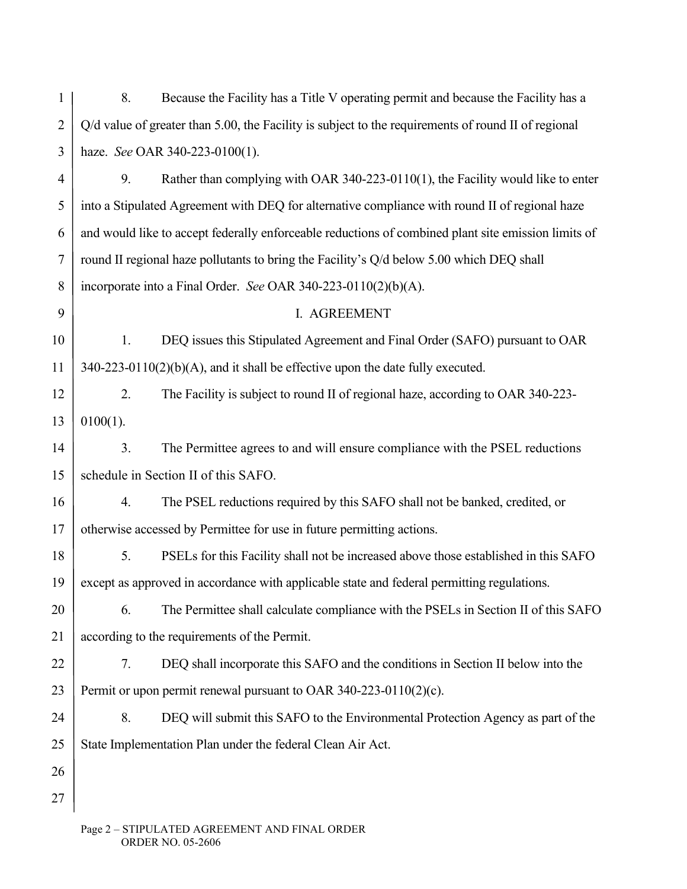8. Because the Facility has a Title V operating permit and because the Facility has a Q/d value of greater than 5.00, the Facility is subject to the requirements of round II of regional haze. *See* OAR 340-223-0100(1).

9. Rather than complying with OAR 340-223-0110(1), the Facility would like to enter into a Stipulated Agreement with DEQ for alternative compliance with round II of regional haze and would like to accept federally enforceable reductions of combined plant site emission limits of round II regional haze pollutants to bring the Facility's Q/d below 5.00 which DEQ shall incorporate into a Final Order. *See* OAR 340-223-0110(2)(b)(A).

## I. AGREEMENT

1. DEQ issues this Stipulated Agreement and Final Order (SAFO) pursuant to OAR 340-223-0110(2)(b)(A), and it shall be effective upon the date fully executed.

2. The Facility is subject to round II of regional haze, according to OAR 340-223-0100(1).

3. The Permittee agrees to and will ensure compliance with the PSEL reductions schedule in Section II of this SAFO.

4. The PSEL reductions required by this SAFO shall not be banked, credited, or otherwise accessed by Permittee for use in future permitting actions.

5. PSELs for this Facility shall not be increased above those established in this SAFO except as approved in accordance with applicable state and federal permitting regulations.

6. The Permittee shall calculate compliance with the PSELs in Section II of this SAFO according to the requirements of the Permit.

7. DEQ shall incorporate this SAFO and the conditions in Section II below into the Permit or upon permit renewal pursuant to OAR 340-223-0110(2)(c).

8. DEQ will submit this SAFO to the Environmental Protection Agency as part of the State Implementation Plan under the federal Clean Air Act.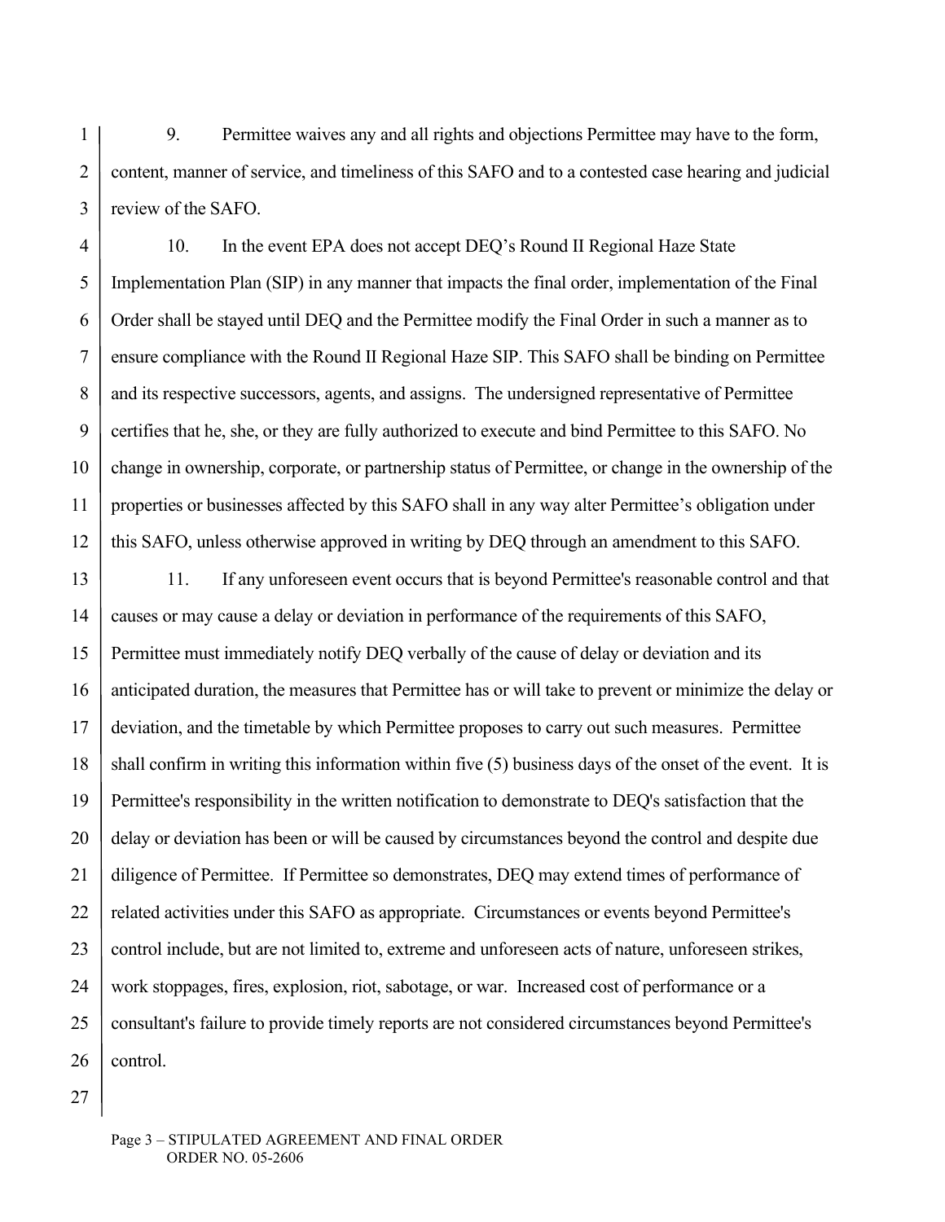9. Permittee waives any and all rights and objections Permittee may have to the form, content, manner of service, and timeliness of this SAFO and to a contested case hearing and judicial review of the SAFO.

10. In the event EPA does not accept DEQ's Round II Regional Haze State Implementation Plan (SIP) in any manner that impacts the final order, implementation of the Final Order shall be stayed until DEQ and the Permittee modify the Final Order in such a manner as to ensure compliance with the Round II Regional Haze SIP. This SAFO shall be binding on Permittee and its respective successors, agents, and assigns. The undersigned representative of Permittee certifies that he, she, or they are fully authorized to execute and bind Permittee to this SAFO. No change in ownership, corporate, or partnership status of Permittee, or change in the ownership of the properties or businesses affected by this SAFO shall in any way alter Permittee's obligation under this SAFO, unless otherwise approved in writing by DEQ through an amendment to this SAFO.

11. If any unforeseen event occurs that is beyond Permittee's reasonable control and that causes or may cause a delay or deviation in performance of the requirements of this SAFO, Permittee must immediately notify DEQ verbally of the cause of delay or deviation and its anticipated duration, the measures that Permittee has or will take to prevent or minimize the delay or deviation, and the timetable by which Permittee proposes to carry out such measures. Permittee shall confirm in writing this information within five (5) business days of the onset of the event. It is Permittee's responsibility in the written notification to demonstrate to DEQ's satisfaction that the delay or deviation has been or will be caused by circumstances beyond the control and despite due diligence of Permittee. If Permittee so demonstrates, DEQ may extend times of performance of related activities under this SAFO as appropriate. Circumstances or events beyond Permittee's control include, but are not limited to, extreme and unforeseen acts of nature, unforeseen strikes, work stoppages, fires, explosion, riot, sabotage, or war. Increased cost of performance or a consultant's failure to provide timely reports are not considered circumstances beyond Permittee's control.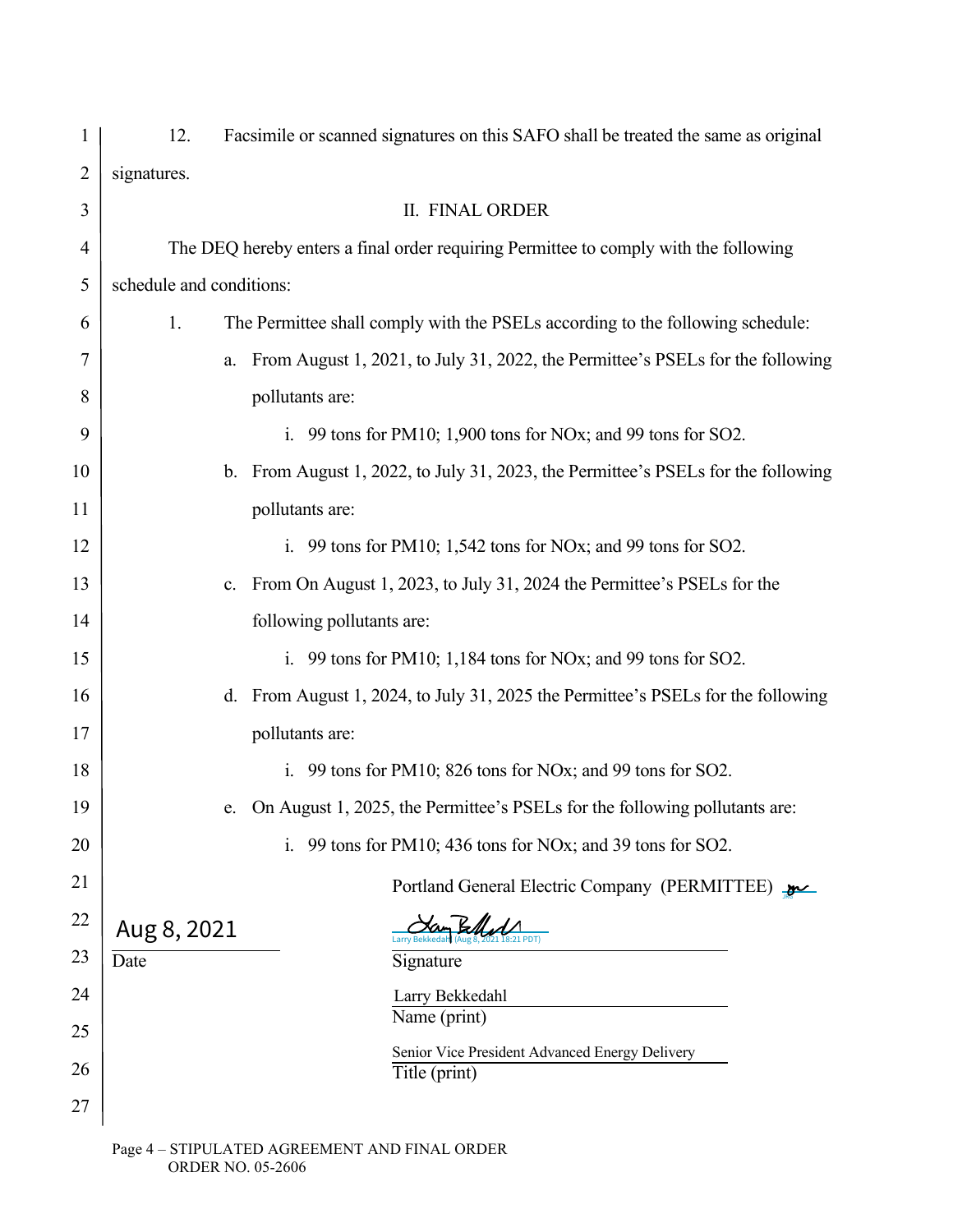12. Facsimile or scanned signatures on this SAFO shall be treated the same as original signatures.

## II. FINAL ORDER

The DEQ hereby enters a final order requiring Permittee to comply with the following schedule and conditions:

1. The Permittee shall comply with the PSELs according to the following schedule:

   a. From August 1, 2021, to July 31, 2022, the Permittee's PSELs for the following pollutants are:

      i. 99 tons for PM10; 1,900 tons for NOx; and 99 tons for SO2.

   b. From August 1, 2022, to July 31, 2023, the Permittee's PSELs for the following pollutants are:

      i. 99 tons for PM10; 1,542 tons for NOx; and 99 tons for SO2.

   c. From On August 1, 2023, to July 31, 2024 the Permittee's PSELs for the following pollutants are:

      i. 99 tons for PM10; 1,184 tons for NOx; and 99 tons for SO2.

   d. From August 1, 2024, to July 31, 2025 the Permittee's PSELs for the following pollutants are:

      i. 99 tons for PM10; 826 tons for NOx; and 99 tons for SO2.

   e. On August 1, 2025, the Permittee's PSELs for the following pollutants are:

      i. 99 tons for PM10; 436 tons for NOx; and 39 tons for SO2.

Portland General Electric Company (PERMITTEE)

Aug 8, 2021
Date

Larry Bekkedahl (Aug 8, 2021 18:21 PDT)
Signature

Larry Bekkedahl
Name (print)

Senior Vice President Advanced Energy Delivery
Title (print)

Page 4 – STIPULATED AGREEMENT AND FINAL ORDER
ORDER NO. 05-2606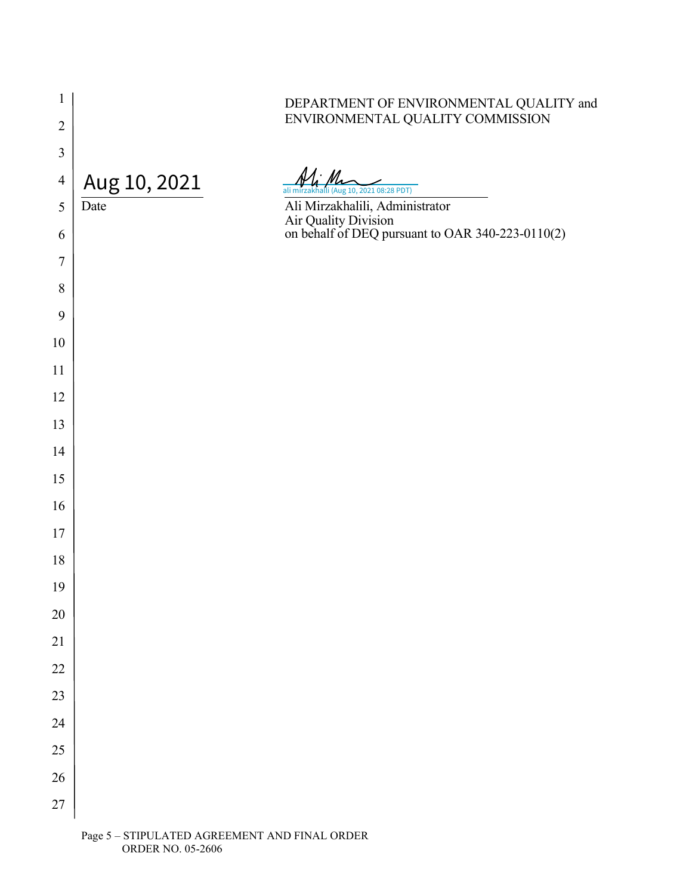DEPARTMENT OF ENVIRONMENTAL QUALITY and
ENVIRONMENTAL QUALITY COMMISSION

Aug 10, 2021
Date

ali mirzakhalili (Aug 10, 2021 08:28 PDT)

Ali Mirzakhalili, Administrator
Air Quality Division
on behalf of DEQ pursuant to OAR 340-223-0110(2)

Page 5 – STIPULATED AGREEMENT AND FINAL ORDER
ORDER NO. 05-2606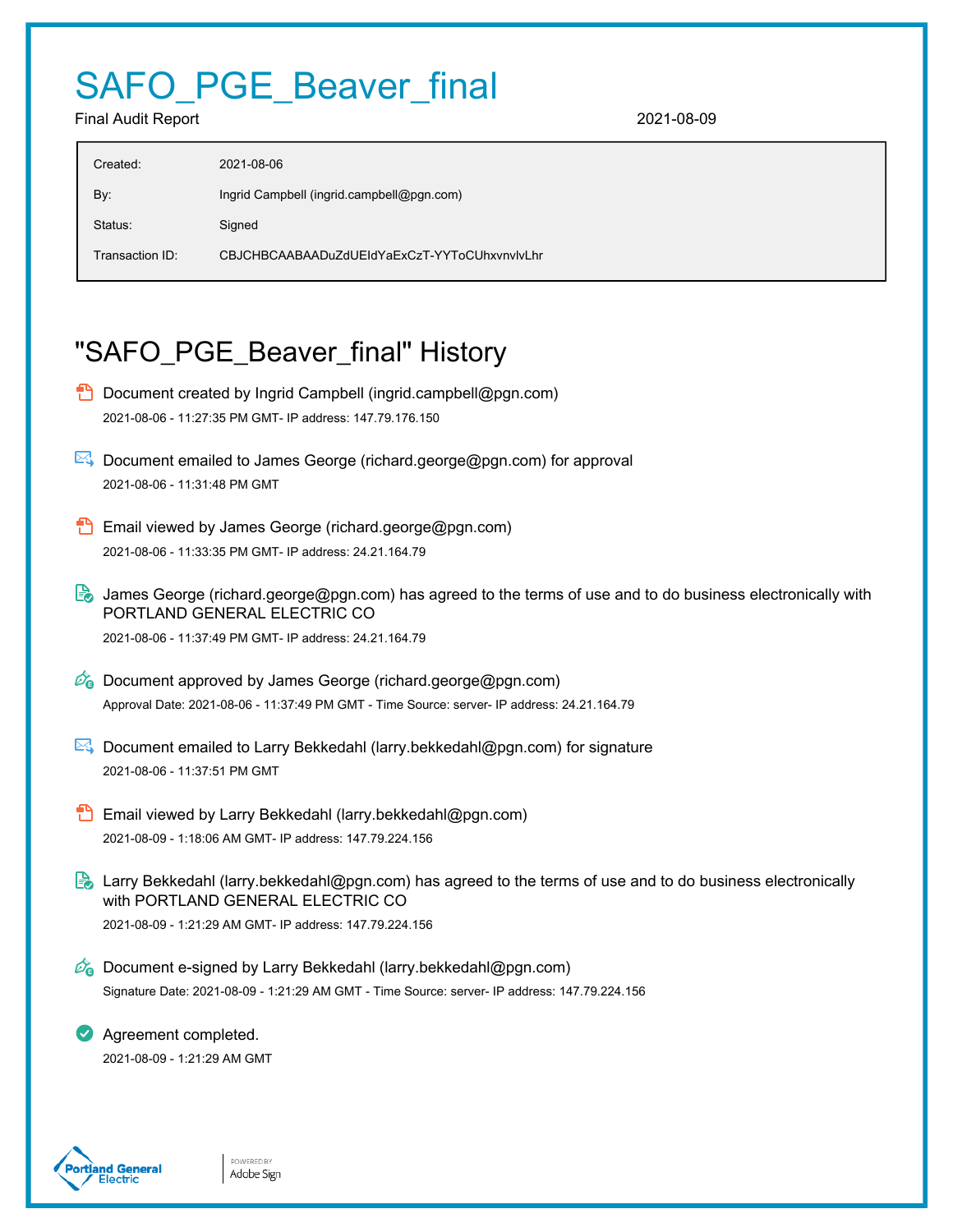# SAFO_PGE_Beaver_final

Final Audit Report 2021-08-09

| | |
|---|---|
| Created: | 2021-08-06 |
| By: | Ingrid Campbell (ingrid.campbell@pgn.com) |
| Status: | Signed |
| Transaction ID: | CBJCHBCAABAADuZdUEIdYaExCzT-YYToCUhxvnvlvLhr |

## "SAFO_PGE_Beaver_final" History

- Document created by Ingrid Campbell (ingrid.campbell@pgn.com)
  2021-08-06 - 11:27:35 PM GMT- IP address: 147.79.176.150

- Document emailed to James George (richard.george@pgn.com) for approval
  2021-08-06 - 11:31:48 PM GMT

- Email viewed by James George (richard.george@pgn.com)
  2021-08-06 - 11:33:35 PM GMT- IP address: 24.21.164.79

- James George (richard.george@pgn.com) has agreed to the terms of use and to do business electronically with PORTLAND GENERAL ELECTRIC CO
  2021-08-06 - 11:37:49 PM GMT- IP address: 24.21.164.79

- Document approved by James George (richard.george@pgn.com)
  Approval Date: 2021-08-06 - 11:37:49 PM GMT - Time Source: server- IP address: 24.21.164.79

- Document emailed to Larry Bekkedahl (larry.bekkedahl@pgn.com) for signature
  2021-08-06 - 11:37:51 PM GMT

- Email viewed by Larry Bekkedahl (larry.bekkedahl@pgn.com)
  2021-08-09 - 1:18:06 AM GMT- IP address: 147.79.224.156

- Larry Bekkedahl (larry.bekkedahl@pgn.com) has agreed to the terms of use and to do business electronically with PORTLAND GENERAL ELECTRIC CO
  2021-08-09 - 1:21:29 AM GMT- IP address: 147.79.224.156

- Document e-signed by Larry Bekkedahl (larry.bekkedahl@pgn.com)
  Signature Date: 2021-08-09 - 1:21:29 AM GMT - Time Source: server- IP address: 147.79.224.156

- Agreement completed.
  2021-08-09 - 1:21:29 AM GMT

Portland General Electric | POWERED BY Adobe Sign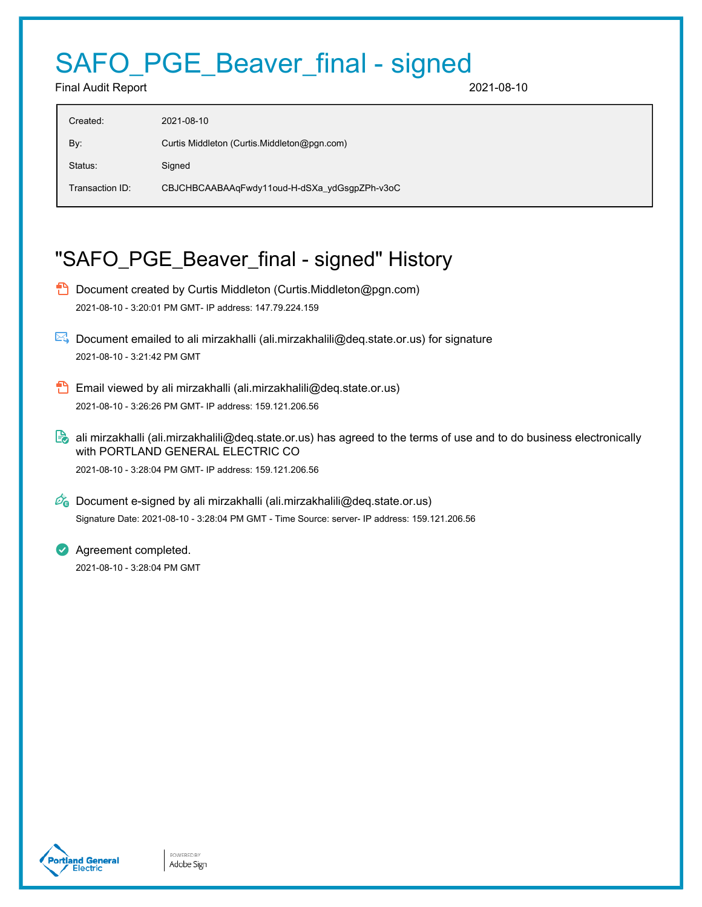# SAFO_PGE_Beaver_final - signed

Final Audit Report 2021-08-10

| | |
|---|---|
| Created: | 2021-08-10 |
| By: | Curtis Middleton (Curtis.Middleton@pgn.com) |
| Status: | Signed |
| Transaction ID: | CBJCHBCAABAAqFwdy11oud-H-dSXa_ydGsgpZPh-v3oC |

## "SAFO_PGE_Beaver_final - signed" History

- Document created by Curtis Middleton (Curtis.Middleton@pgn.com)
  2021-08-10 - 3:20:01 PM GMT- IP address: 147.79.224.159

- Document emailed to ali mirzakhalli (ali.mirzakhalili@deq.state.or.us) for signature
  2021-08-10 - 3:21:42 PM GMT

- Email viewed by ali mirzakhalli (ali.mirzakhalili@deq.state.or.us)
  2021-08-10 - 3:26:26 PM GMT- IP address: 159.121.206.56

- ali mirzakhalli (ali.mirzakhalili@deq.state.or.us) has agreed to the terms of use and to do business electronically with PORTLAND GENERAL ELECTRIC CO
  2021-08-10 - 3:28:04 PM GMT- IP address: 159.121.206.56

- Document e-signed by ali mirzakhalli (ali.mirzakhalili@deq.state.or.us)
  Signature Date: 2021-08-10 - 3:28:04 PM GMT - Time Source: server- IP address: 159.121.206.56

- Agreement completed.
  2021-08-10 - 3:28:04 PM GMT

Portland General Electric

POWERED BY Adobe Sign